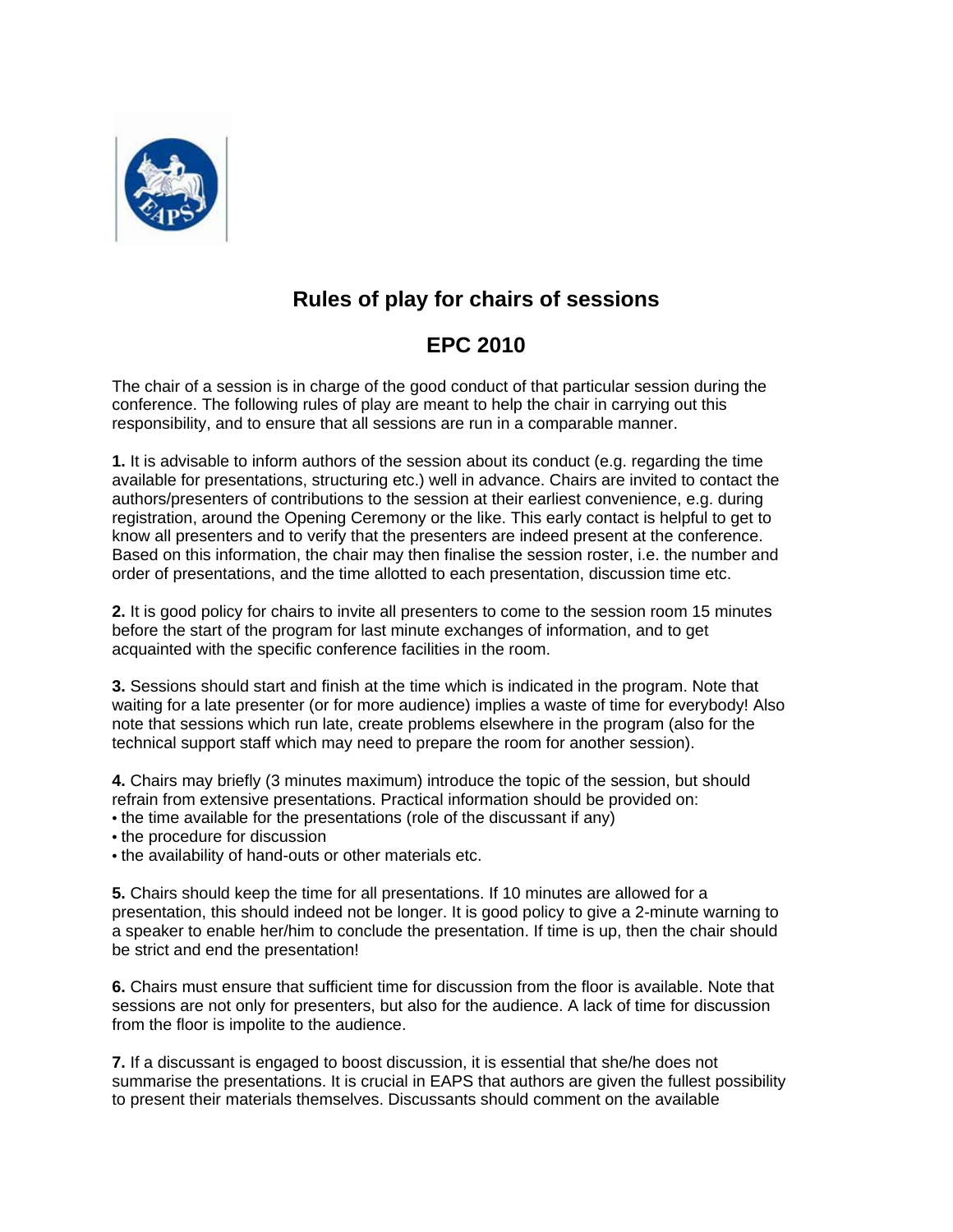# Rules of play for chairs of sessions

## EPC 2010

The chair of a session is in charge of the good conduct of that particular session during the conference. The following rules of play are meant to help the chair in carrying out this responsibility, and to ensure that all sessions are run in a comparable manner.

**1.** It is advisable to inform authors of the session about its conduct (e.g. regarding the time available for presentations, structuring etc.) well in advance. Chairs are invited to contact the authors/presenters of contributions to the session at their earliest convenience, e.g. during registration, around the Opening Ceremony or the like. This early contact is helpful to get to know all presenters and to verify that the presenters are indeed present at the conference. Based on this information, the chair may then finalise the session roster, i.e. the number and order of presentations, and the time allotted to each presentation, discussion time etc.

**2.** It is good policy for chairs to invite all presenters to come to the session room 15 minutes before the start of the program for last minute exchanges of information, and to get acquainted with the specific conference facilities in the room.

**3.** Sessions should start and finish at the time which is indicated in the program. Note that waiting for a late presenter (or for more audience) implies a waste of time for everybody! Also note that sessions which run late, create problems elsewhere in the program (also for the technical support staff which may need to prepare the room for another session).

**4.** Chairs may briefly (3 minutes maximum) introduce the topic of the session, but should refrain from extensive presentations. Practical information should be provided on:

- the time available for the presentations (role of the discussant if any)
- the procedure for discussion
- the availability of hand-outs or other materials etc.

**5.** Chairs should keep the time for all presentations. If 10 minutes are allowed for a presentation, this should indeed not be longer. It is good policy to give a 2-minute warning to a speaker to enable her/him to conclude the presentation. If time is up, then the chair should be strict and end the presentation!

**6.** Chairs must ensure that sufficient time for discussion from the floor is available. Note that sessions are not only for presenters, but also for the audience. A lack of time for discussion from the floor is impolite to the audience.

**7.** If a discussant is engaged to boost discussion, it is essential that she/he does not summarise the presentations. It is crucial in EAPS that authors are given the fullest possibility to present their materials themselves. Discussants should comment on the available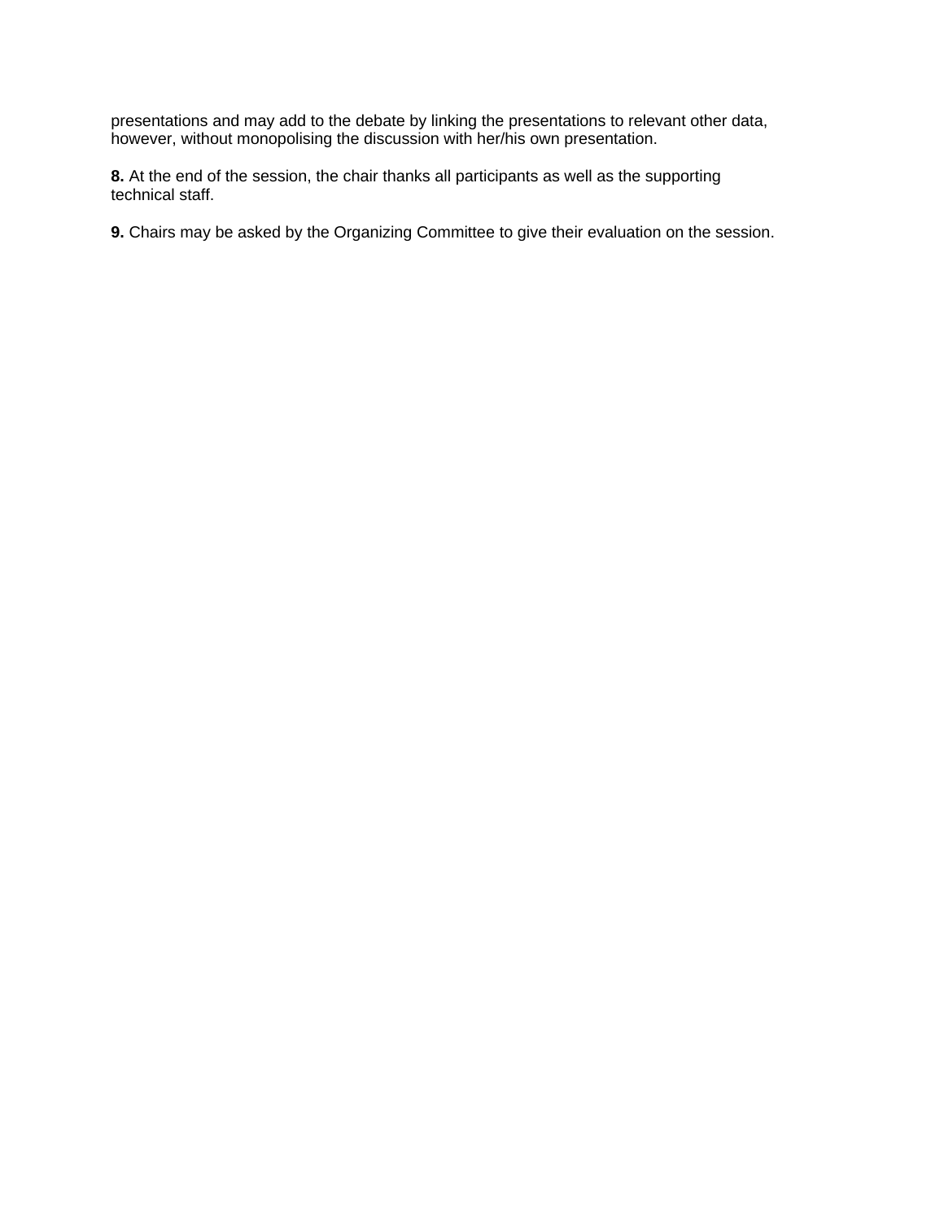presentations and may add to the debate by linking the presentations to relevant other data, however, without monopolising the discussion with her/his own presentation.

**8.** At the end of the session, the chair thanks all participants as well as the supporting technical staff.

**9.** Chairs may be asked by the Organizing Committee to give their evaluation on the session.